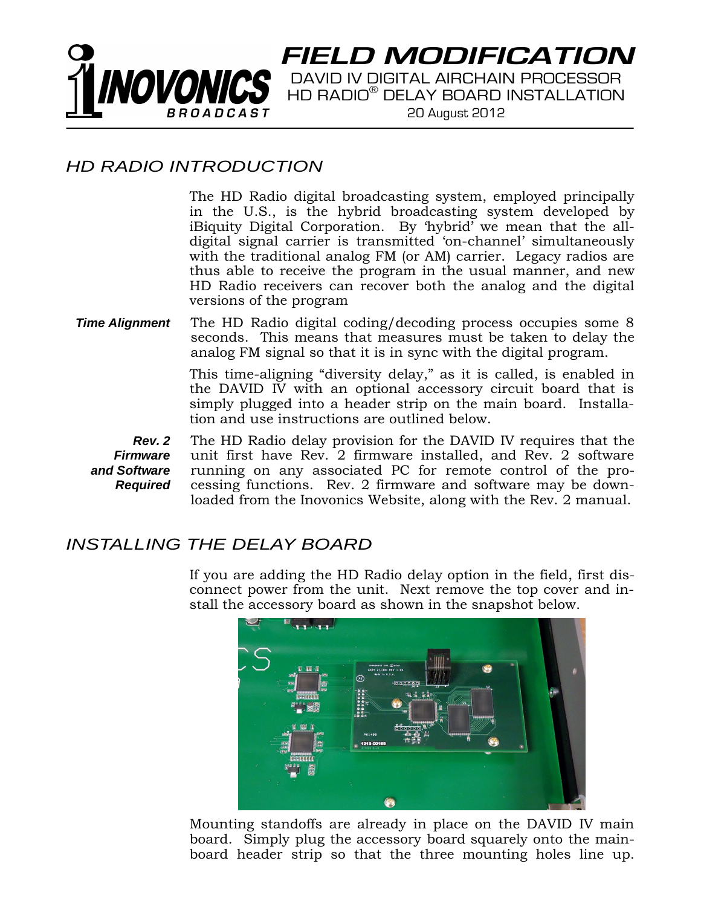# FIELD MODIFICATION

DAVID IV DIGITAL AIRCHAIN PROCESSOR
HD RADIO® DELAY BOARD INSTALLATION
20 August 2012

## HD RADIO INTRODUCTION

The HD Radio digital broadcasting system, employed principally in the U.S., is the hybrid broadcasting system developed by iBiquity Digital Corporation. By 'hybrid' we mean that the all-digital signal carrier is transmitted 'on-channel' simultaneously with the traditional analog FM (or AM) carrier. Legacy radios are thus able to receive the program in the usual manner, and new HD Radio receivers can recover both the analog and the digital versions of the program

***Time Alignment***

The HD Radio digital coding/decoding process occupies some 8 seconds. This means that measures must be taken to delay the analog FM signal so that it is in sync with the digital program.

This time-aligning "diversity delay," as it is called, is enabled in the DAVID IV with an optional accessory circuit board that is simply plugged into a header strip on the main board. Installation and use instructions are outlined below.

***Rev. 2 Firmware and Software Required***

The HD Radio delay provision for the DAVID IV requires that the unit first have Rev. 2 firmware installed, and Rev. 2 software running on any associated PC for remote control of the processing functions. Rev. 2 firmware and software may be downloaded from the Inovonics Website, along with the Rev. 2 manual.

## INSTALLING THE DELAY BOARD

If you are adding the HD Radio delay option in the field, first disconnect power from the unit. Next remove the top cover and install the accessory board as shown in the snapshot below.

Mounting standoffs are already in place on the DAVID IV main board. Simply plug the accessory board squarely onto the main-board header strip so that the three mounting holes line up.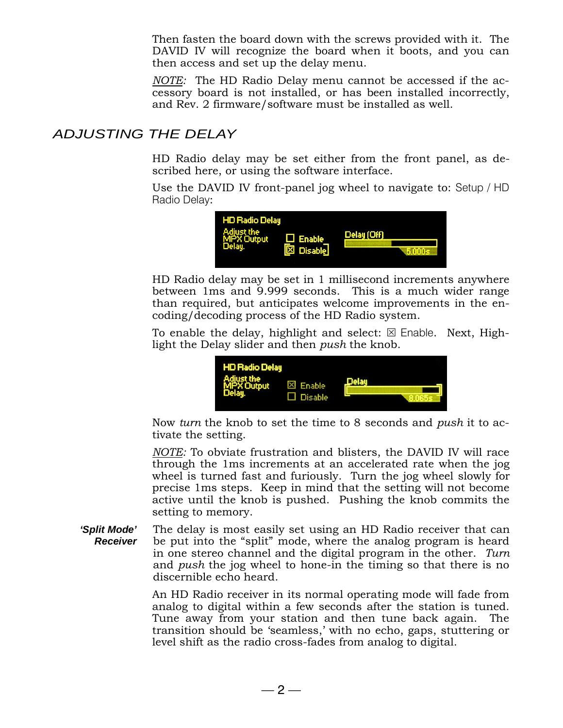Then fasten the board down with the screws provided with it. The DAVID IV will recognize the board when it boots, and you can then access and set up the delay menu.

_NOTE:_ The HD Radio Delay menu cannot be accessed if the accessory board is not installed, or has been installed incorrectly, and Rev. 2 firmware/software must be installed as well.

## ADJUSTING THE DELAY

HD Radio delay may be set either from the front panel, as described here, or using the software interface.

Use the DAVID IV front-panel jog wheel to navigate to: Setup / HD Radio Delay:

HD Radio Delay
Adjust the MPX Output Delay.
☐ Enable
☒ Disable
Delay (Off)
5.000s

HD Radio delay may be set in 1 millisecond increments anywhere between 1ms and 9.999 seconds. This is a much wider range than required, but anticipates welcome improvements in the encoding/decoding process of the HD Radio system.

To enable the delay, highlight and select: ☒ Enable. Next, Highlight the Delay slider and then _push_ the knob.

HD Radio Delay
Adjust the MPX Output Delay.
☒ Enable
☐ Disable
Delay
8.065s

Now _turn_ the knob to set the time to 8 seconds and _push_ it to activate the setting.

_NOTE:_ To obviate frustration and blisters, the DAVID IV will race through the 1ms increments at an accelerated rate when the jog wheel is turned fast and furiously. Turn the jog wheel slowly for precise 1ms steps. Keep in mind that the setting will not become active until the knob is pushed. Pushing the knob commits the setting to memory.

***'Split Mode' Receiver***

The delay is most easily set using an HD Radio receiver that can be put into the "split" mode, where the analog program is heard in one stereo channel and the digital program in the other. _Turn_ and _push_ the jog wheel to hone-in the timing so that there is no discernible echo heard.

An HD Radio receiver in its normal operating mode will fade from analog to digital within a few seconds after the station is tuned. Tune away from your station and then tune back again. The transition should be 'seamless,' with no echo, gaps, stuttering or level shift as the radio cross-fades from analog to digital.